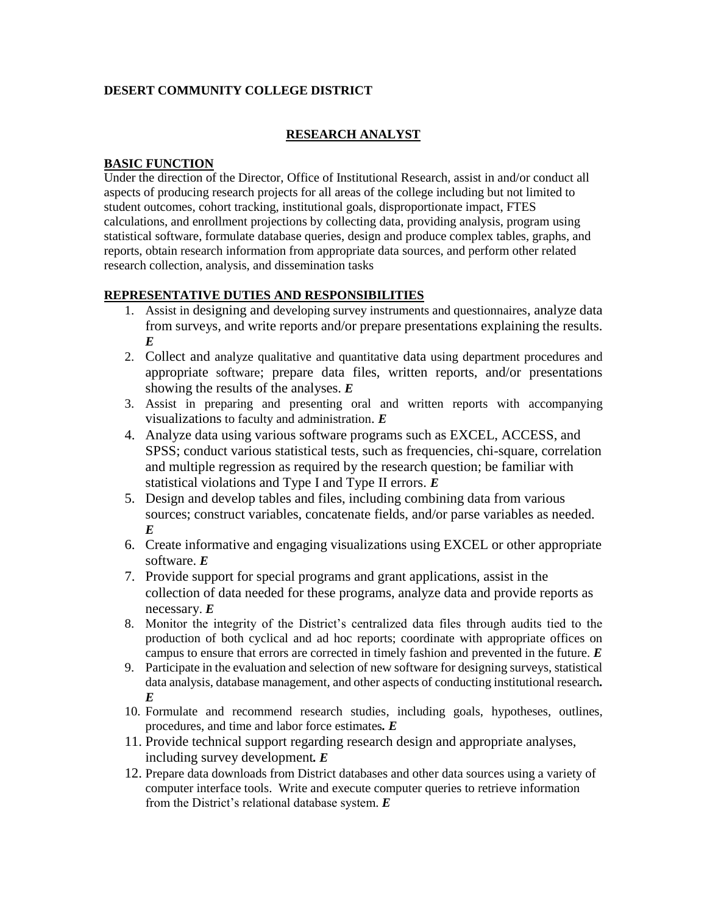**DESERT COMMUNITY COLLEGE DISTRICT**

## RESEARCH ANALYST

### BASIC FUNCTION

Under the direction of the Director, Office of Institutional Research, assist in and/or conduct all aspects of producing research projects for all areas of the college including but not limited to student outcomes, cohort tracking, institutional goals, disproportionate impact, FTES calculations, and enrollment projections by collecting data, providing analysis, program using statistical software, formulate database queries, design and produce complex tables, graphs, and reports, obtain research information from appropriate data sources, and perform other related research collection, analysis, and dissemination tasks

### REPRESENTATIVE DUTIES AND RESPONSIBILITIES

1. Assist in designing and developing survey instruments and questionnaires, analyze data from surveys, and write reports and/or prepare presentations explaining the results. ***E***
2. Collect and analyze qualitative and quantitative data using department procedures and appropriate software; prepare data files, written reports, and/or presentations showing the results of the analyses. ***E***
3. Assist in preparing and presenting oral and written reports with accompanying visualizations to faculty and administration. ***E***
4. Analyze data using various software programs such as EXCEL, ACCESS, and SPSS; conduct various statistical tests, such as frequencies, chi-square, correlation and multiple regression as required by the research question; be familiar with statistical violations and Type I and Type II errors. ***E***
5. Design and develop tables and files, including combining data from various sources; construct variables, concatenate fields, and/or parse variables as needed. ***E***
6. Create informative and engaging visualizations using EXCEL or other appropriate software. ***E***
7. Provide support for special programs and grant applications, assist in the collection of data needed for these programs, analyze data and provide reports as necessary. ***E***
8. Monitor the integrity of the District's centralized data files through audits tied to the production of both cyclical and ad hoc reports; coordinate with appropriate offices on campus to ensure that errors are corrected in timely fashion and prevented in the future. ***E***
9. Participate in the evaluation and selection of new software for designing surveys, statistical data analysis, database management, and other aspects of conducting institutional research**.** ***E***
10. Formulate and recommend research studies, including goals, hypotheses, outlines, procedures, and time and labor force estimates***.*** ***E***
11. Provide technical support regarding research design and appropriate analyses, including survey development***.*** ***E***
12. Prepare data downloads from District databases and other data sources using a variety of computer interface tools. Write and execute computer queries to retrieve information from the District's relational database system. ***E***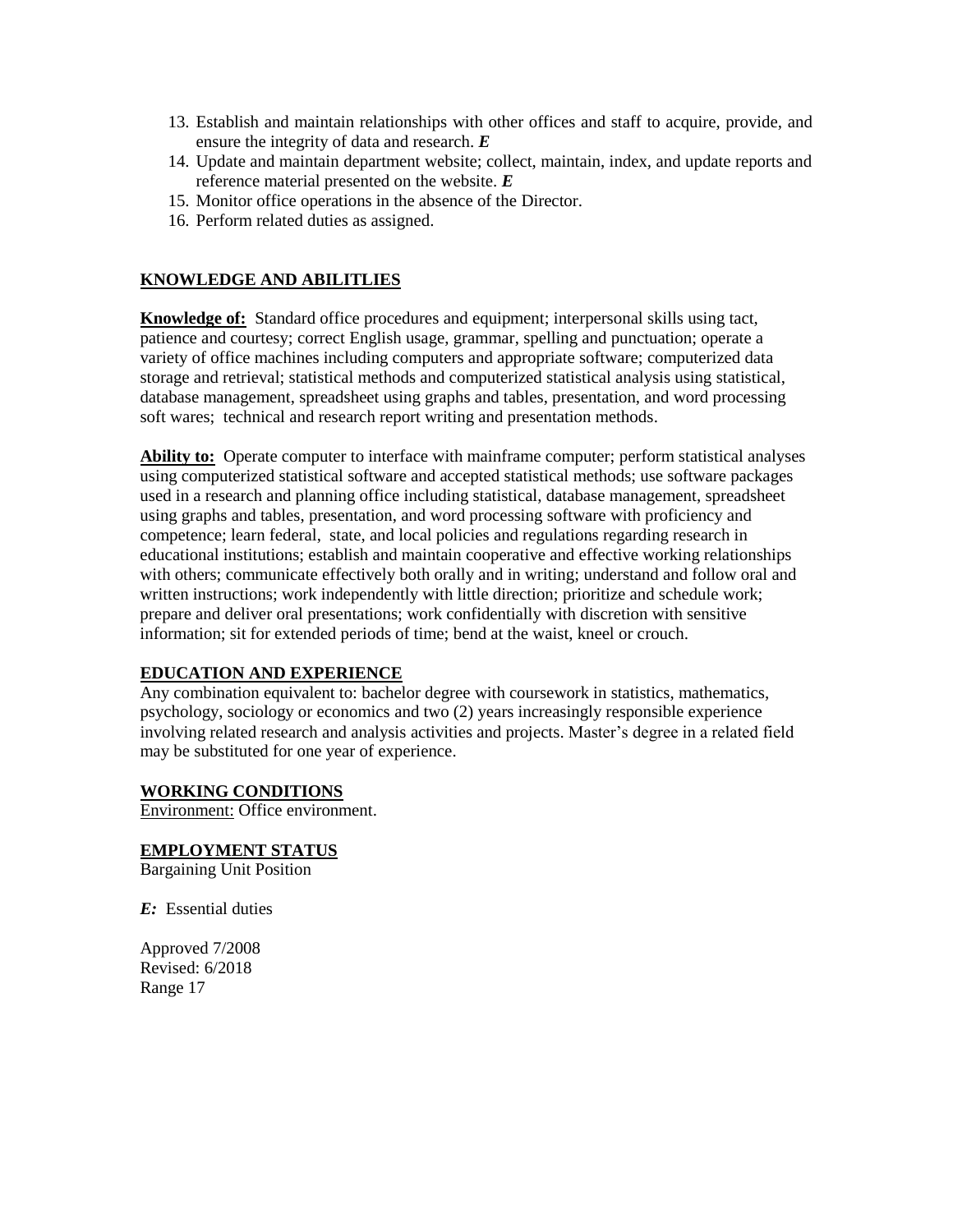13. Establish and maintain relationships with other offices and staff to acquire, provide, and ensure the integrity of data and research. ***E***
14. Update and maintain department website; collect, maintain, index, and update reports and reference material presented on the website. ***E***
15. Monitor office operations in the absence of the Director.
16. Perform related duties as assigned.

## KNOWLEDGE AND ABILITLIES

**Knowledge of:** Standard office procedures and equipment; interpersonal skills using tact, patience and courtesy; correct English usage, grammar, spelling and punctuation; operate a variety of office machines including computers and appropriate software; computerized data storage and retrieval; statistical methods and computerized statistical analysis using statistical, database management, spreadsheet using graphs and tables, presentation, and word processing soft wares; technical and research report writing and presentation methods.

**Ability to:** Operate computer to interface with mainframe computer; perform statistical analyses using computerized statistical software and accepted statistical methods; use software packages used in a research and planning office including statistical, database management, spreadsheet using graphs and tables, presentation, and word processing software with proficiency and competence; learn federal, state, and local policies and regulations regarding research in educational institutions; establish and maintain cooperative and effective working relationships with others; communicate effectively both orally and in writing; understand and follow oral and written instructions; work independently with little direction; prioritize and schedule work; prepare and deliver oral presentations; work confidentially with discretion with sensitive information; sit for extended periods of time; bend at the waist, kneel or crouch.

## EDUCATION AND EXPERIENCE

Any combination equivalent to: bachelor degree with coursework in statistics, mathematics, psychology, sociology or economics and two (2) years increasingly responsible experience involving related research and analysis activities and projects. Master's degree in a related field may be substituted for one year of experience.

## WORKING CONDITIONS

Environment: Office environment.

## EMPLOYMENT STATUS

Bargaining Unit Position

***E:*** Essential duties

Approved 7/2008
Revised: 6/2018
Range 17